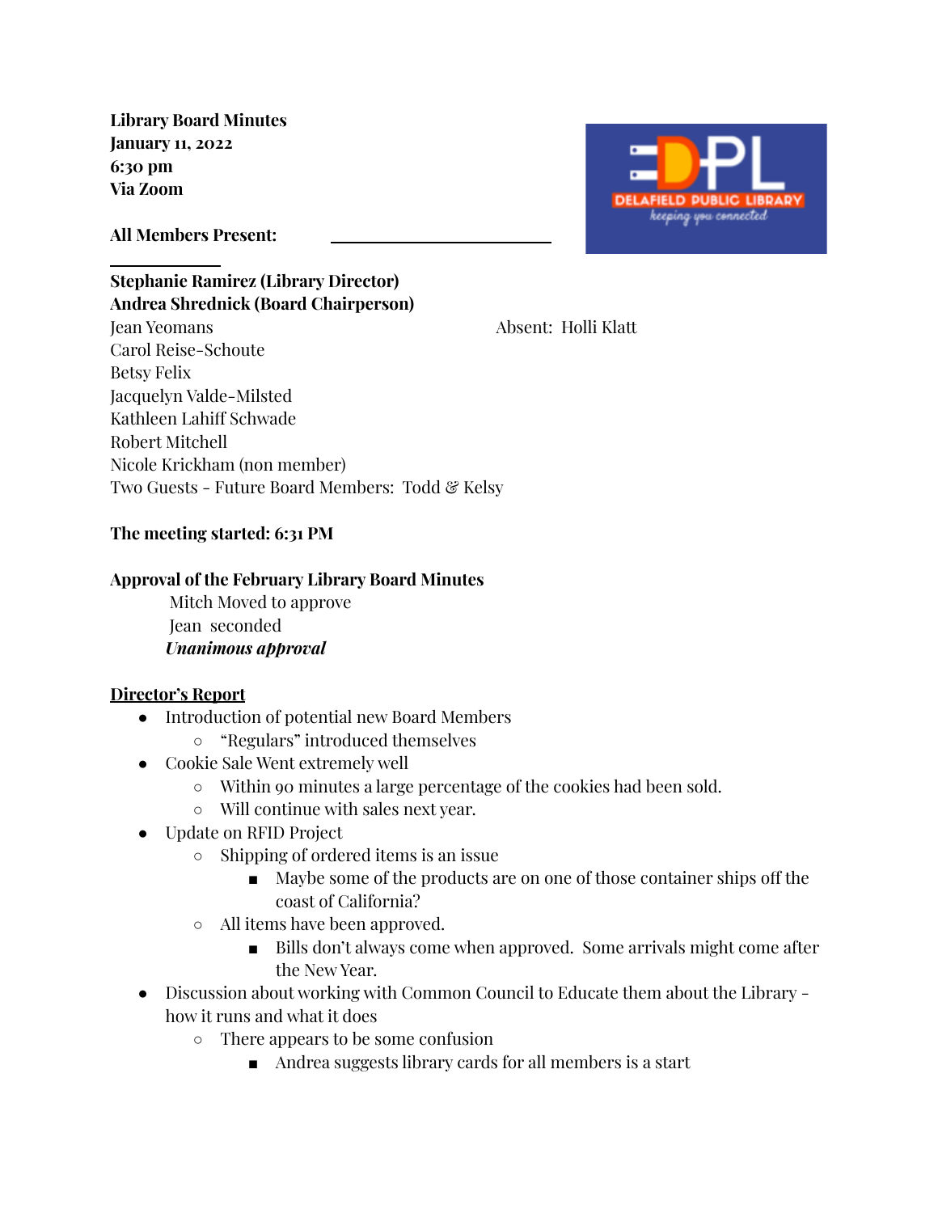**Library Board Minutes**
**January 11, 2022**
**6:30 pm**
**Via Zoom**

**All Members Present:**

**Stephanie Ramirez (Library Director)**
**Andrea Shrednick (Board Chairperson)**
Jean Yeomans
Carol Reise-Schoute
Betsy Felix
Jacquelyn Valde-Milsted
Kathleen Lahiff Schwade
Robert Mitchell
Nicole Krickham (non member)
Two Guests - Future Board Members: Todd & Kelsy

Absent: Holli Klatt

**The meeting started: 6:31 PM**

**Approval of the February Library Board Minutes**

Mitch Moved to approve
Jean seconded
***Unanimous approval***

**Director's Report**

- Introduction of potential new Board Members
  - "Regulars" introduced themselves
- Cookie Sale Went extremely well
  - Within 90 minutes a large percentage of the cookies had been sold.
  - Will continue with sales next year.
- Update on RFID Project
  - Shipping of ordered items is an issue
    - Maybe some of the products are on one of those container ships off the coast of California?
  - All items have been approved.
    - Bills don't always come when approved. Some arrivals might come after the New Year.
- Discussion about working with Common Council to Educate them about the Library - how it runs and what it does
  - There appears to be some confusion
    - Andrea suggests library cards for all members is a start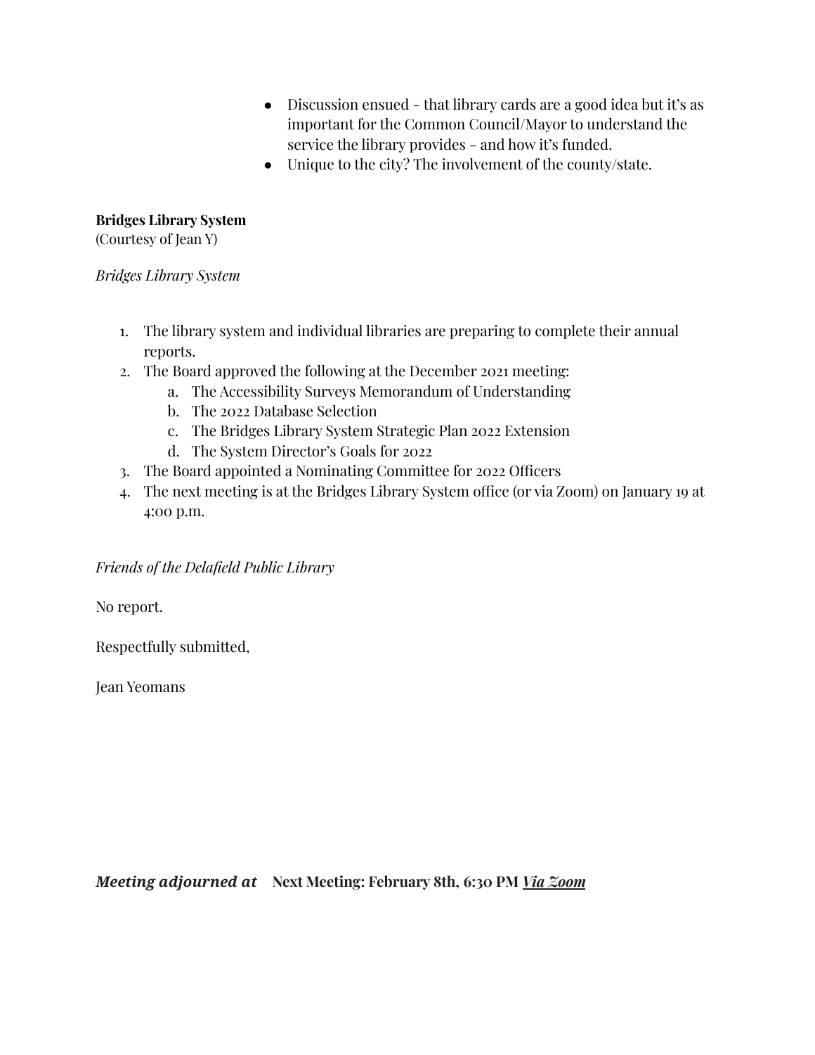- Discussion ensued - that library cards are a good idea but it's as important for the Common Council/Mayor to understand the service the library provides - and how it's funded.
- Unique to the city? The involvement of the county/state.

**Bridges Library System**
(Courtesy of Jean Y)

*Bridges Library System*

1. The library system and individual libraries are preparing to complete their annual reports.
2. The Board approved the following at the December 2021 meeting:
   a. The Accessibility Surveys Memorandum of Understanding
   b. The 2022 Database Selection
   c. The Bridges Library System Strategic Plan 2022 Extension
   d. The System Director's Goals for 2022
3. The Board appointed a Nominating Committee for 2022 Officers
4. The next meeting is at the Bridges Library System office (or via Zoom) on January 19 at 4:00 p.m.

*Friends of the Delafield Public Library*

No report.

Respectfully submitted,

Jean Yeomans

***Meeting adjourned at*** **Next Meeting: February 8th, 6:30 PM** ***Via Zoom***